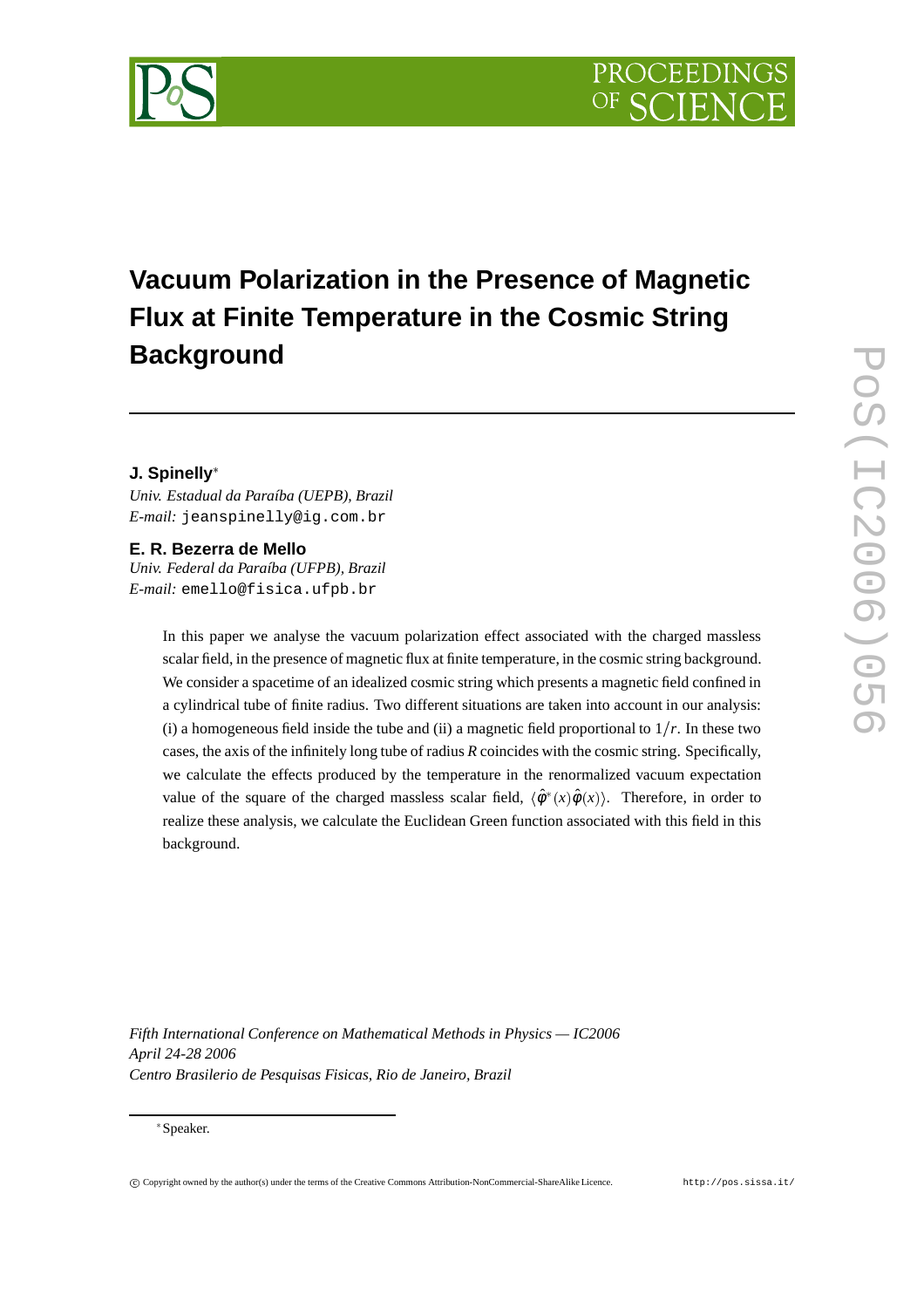# Vacuum Polarization in the Presence of Magnetic Flux at Finite Temperature in the Cosmic String Background

**J. Spinelly**[*]
*Univ. Estadual da Paraíba (UEPB), Brazil*
*E-mail:* jeanspinelly@ig.com.br

**E. R. Bezerra de Mello**
*Univ. Federal da Paraíba (UFPB), Brazil*
*E-mail:* emello@fisica.ufpb.br

In this paper we analyse the vacuum polarization effect associated with the charged massless scalar field, in the presence of magnetic flux at finite temperature, in the cosmic string background. We consider a spacetime of an idealized cosmic string which presents a magnetic field confined in a cylindrical tube of finite radius. Two different situations are taken into account in our analysis: (i) a homogeneous field inside the tube and (ii) a magnetic field proportional to $1/r$. In these two cases, the axis of the infinitely long tube of radius $R$ coincides with the cosmic string. Specifically, we calculate the effects produced by the temperature in the renormalized vacuum expectation value of the square of the charged massless scalar field, $\langle\hat{\varphi}^{*}(x)\hat{\varphi}(x)\rangle$. Therefore, in order to realize these analysis, we calculate the Euclidean Green function associated with this field in this background.

*Fifth International Conference on Mathematical Methods in Physics — IC2006*
*April 24-28 2006*
*Centro Brasilerio de Pesquisas Fisicas, Rio de Janeiro, Brazil*

[*] Speaker.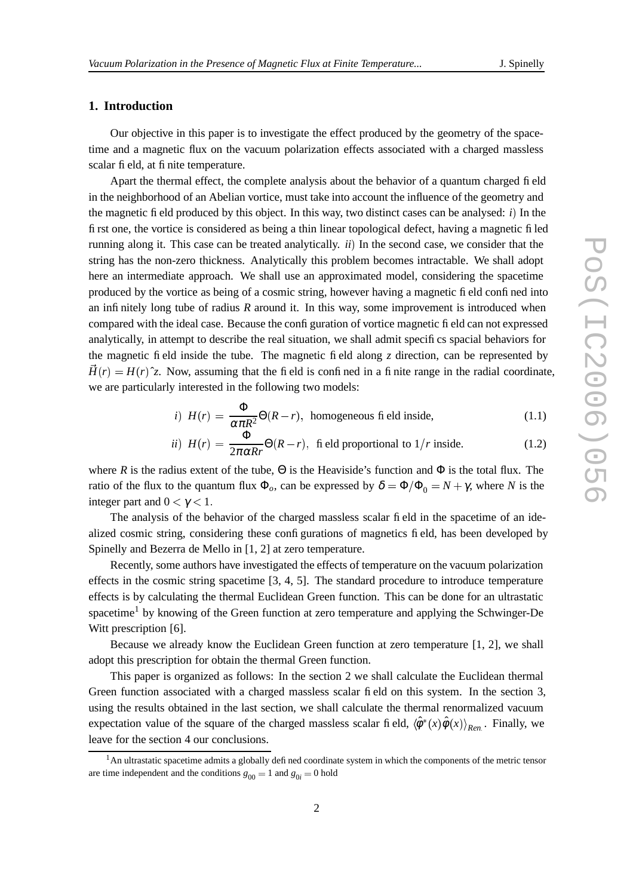## 1. Introduction

Our objective in this paper is to investigate the effect produced by the geometry of the spacetime and a magnetic flux on the vacuum polarization effects associated with a charged massless scalar field, at finite temperature.

Apart the thermal effect, the complete analysis about the behavior of a quantum charged field in the neighborhood of an Abelian vortice, must take into account the influence of the geometry and the magnetic field produced by this object. In this way, two distinct cases can be analysed: *i*) In the first one, the vortice is considered as being a thin linear topological defect, having a magnetic filed running along it. This case can be treated analytically. *ii*) In the second case, we consider that the string has the non-zero thickness. Analytically this problem becomes intractable. We shall adopt here an intermediate approach. We shall use an approximated model, considering the spacetime produced by the vortice as being of a cosmic string, however having a magnetic field confined into an infinitely long tube of radius $R$ around it. In this way, some improvement is introduced when compared with the ideal case. Because the configuration of vortice magnetic field can not expressed analytically, in attempt to describe the real situation, we shall admit specifics spacial behaviors for the magnetic field inside the tube. The magnetic field along $z$ direction, can be represented by $\vec{H}(r) = H(r)\hat{z}$. Now, assuming that the field is confined in a finite range in the radial coordinate, we are particularly interested in the following two models:

$$i)\ H(r) = \frac{\Phi}{\alpha\pi R^2}\Theta(R-r),\ \text{ homogeneous field inside,} \tag{1.1}$$

$$ii)\ H(r) = \frac{\Phi}{2\pi\alpha R r}\Theta(R-r),\ \text{ field proportional to } 1/r \text{ inside.} \tag{1.2}$$

where $R$ is the radius extent of the tube, $\Theta$ is the Heaviside's function and $\Phi$ is the total flux. The ratio of the flux to the quantum flux $\Phi_o$, can be expressed by $\delta = \Phi/\Phi_0 = N + \gamma$, where $N$ is the integer part and $0 < \gamma < 1$.

The analysis of the behavior of the charged massless scalar field in the spacetime of an idealized cosmic string, considering these configurations of magnetics field, has been developed by Spinelly and Bezerra de Mello in [1, 2] at zero temperature.

Recently, some authors have investigated the effects of temperature on the vacuum polarization effects in the cosmic string spacetime [3, 4, 5]. The standard procedure to introduce temperature effects is by calculating the thermal Euclidean Green function. This can be done for an ultrastatic spacetime[1] by knowing of the Green function at zero temperature and applying the Schwinger-De Witt prescription [6].

Because we already know the Euclidean Green function at zero temperature [1, 2], we shall adopt this prescription for obtain the thermal Green function.

This paper is organized as follows: In the section 2 we shall calculate the Euclidean thermal Green function associated with a charged massless scalar field on this system. In the section 3, using the results obtained in the last section, we shall calculate the thermal renormalized vacuum expectation value of the square of the charged massless scalar field, $\langle\hat{\varphi}^*(x)\hat{\varphi}(x)\rangle_{Ren.}$. Finally, we leave for the section 4 our conclusions.

---

[1] An ultrastatic spacetime admits a globally defined coordinate system in which the components of the metric tensor are time independent and the conditions $g_{00} = 1$ and $g_{0i} = 0$ hold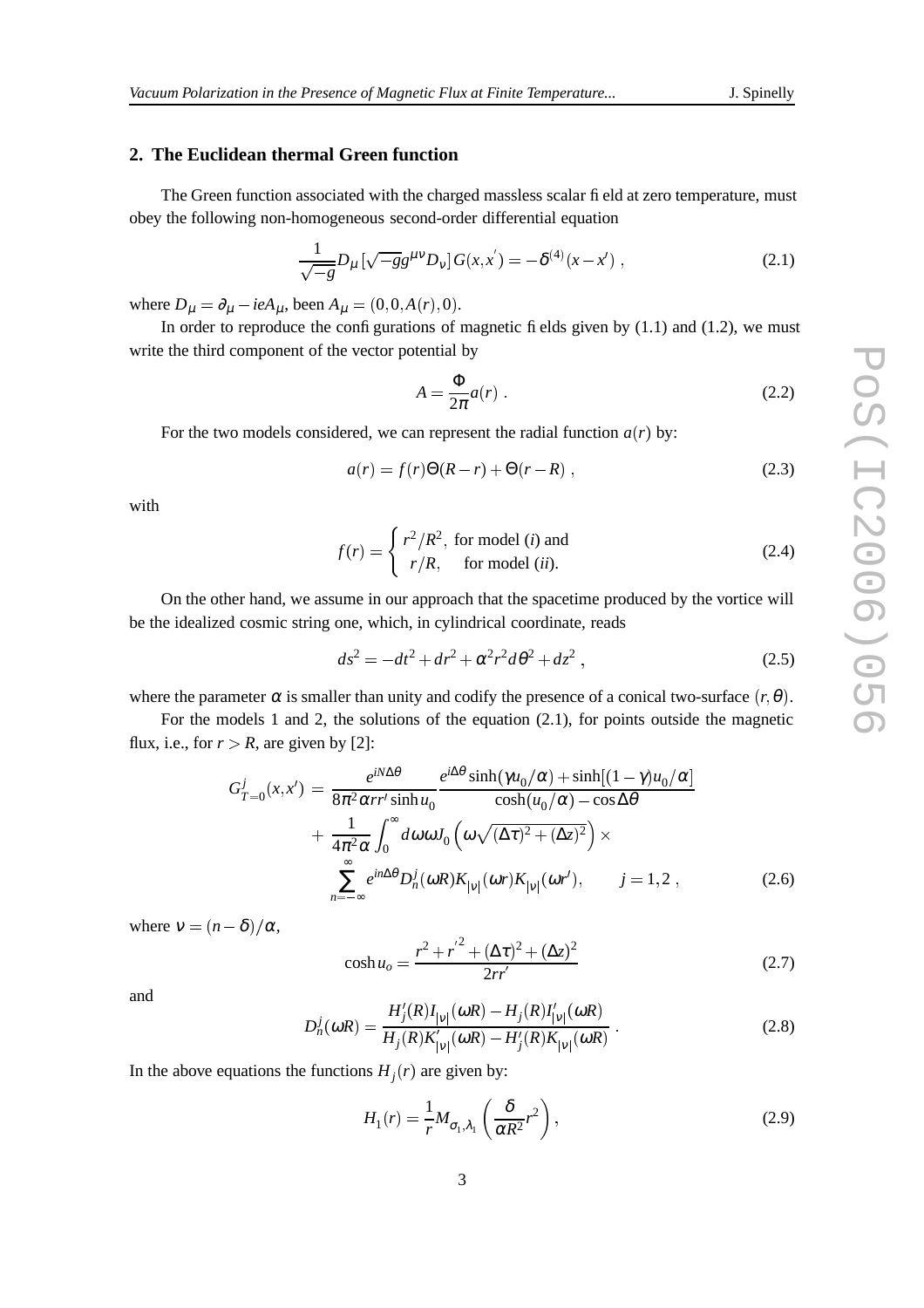## 2. The Euclidean thermal Green function

The Green function associated with the charged massless scalar field at zero temperature, must obey the following non-homogeneous second-order differential equation

$$\frac{1}{\sqrt{-g}}D_\mu[\sqrt{-g}g^{\mu\nu}D_\nu]G(x,x^{'}) = -\delta^{(4)}(x-x') \ , \tag{2.1}$$

where $D_\mu = \partial_\mu - ieA_\mu$, been $A_\mu = (0,0,A(r),0)$.

In order to reproduce the configurations of magnetic fields given by (1.1) and (1.2), we must write the third component of the vector potential by

$$A = \frac{\Phi}{2\pi}a(r) \ . \tag{2.2}$$

For the two models considered, we can represent the radial function $a(r)$ by:

$$a(r) = f(r)\Theta(R-r) + \Theta(r-R) \ , \tag{2.3}$$

with

$$f(r) = \begin{cases} r^2/R^2, & \text{for model } (i) \text{ and} \\ r/R, & \text{for model } (ii). \end{cases} \tag{2.4}$$

On the other hand, we assume in our approach that the spacetime produced by the vortice will be the idealized cosmic string one, which, in cylindrical coordinate, reads

$$ds^2 = -dt^2 + dr^2 + \alpha^2 r^2 d\theta^2 + dz^2 \ , \tag{2.5}$$

where the parameter $\alpha$ is smaller than unity and codify the presence of a conical two-surface $(r,\theta)$.

For the models 1 and 2, the solutions of the equation (2.1), for points outside the magnetic flux, i.e., for $r > R$, are given by [2]:

$$\begin{aligned} G^j_{T=0}(x,x') &= \frac{e^{iN\Delta\theta}}{8\pi^2\alpha r r' \sinh u_0}\frac{e^{i\Delta\theta}\sinh(\gamma u_0/\alpha) + \sinh[(1-\gamma)u_0/\alpha]}{\cosh(u_0/\alpha) - \cos\Delta\theta} \\ &+ \frac{1}{4\pi^2\alpha}\int_0^\infty d\omega\omega J_0\left(\omega\sqrt{(\Delta\tau)^2 + (\Delta z)^2}\right) \times \\ &\sum_{n=-\infty}^{\infty} e^{in\Delta\theta} D^j_n(\omega R) K_{|\nu|}(\omega r) K_{|\nu|}(\omega r'), \qquad j = 1,2 \ , \end{aligned} \tag{2.6}$$

where $\nu = (n-\delta)/\alpha$,

$$\cosh u_o = \frac{r^2 + r^{'2} + (\Delta\tau)^2 + (\Delta z)^2}{2rr'} \tag{2.7}$$

and

$$D^j_n(\omega R) = \frac{H'_j(R) I_{|\nu|}(\omega R) - H_j(R) I'_{|\nu|}(\omega R)}{H_j(R) K'_{|\nu|}(\omega R) - H'_j(R) K_{|\nu|}(\omega R)} \ . \tag{2.8}$$

In the above equations the functions $H_j(r)$ are given by:

$$H_1(r) = \frac{1}{r} M_{\sigma_1,\lambda_1}\left(\frac{\delta}{\alpha R^2}r^2\right), \tag{2.9}$$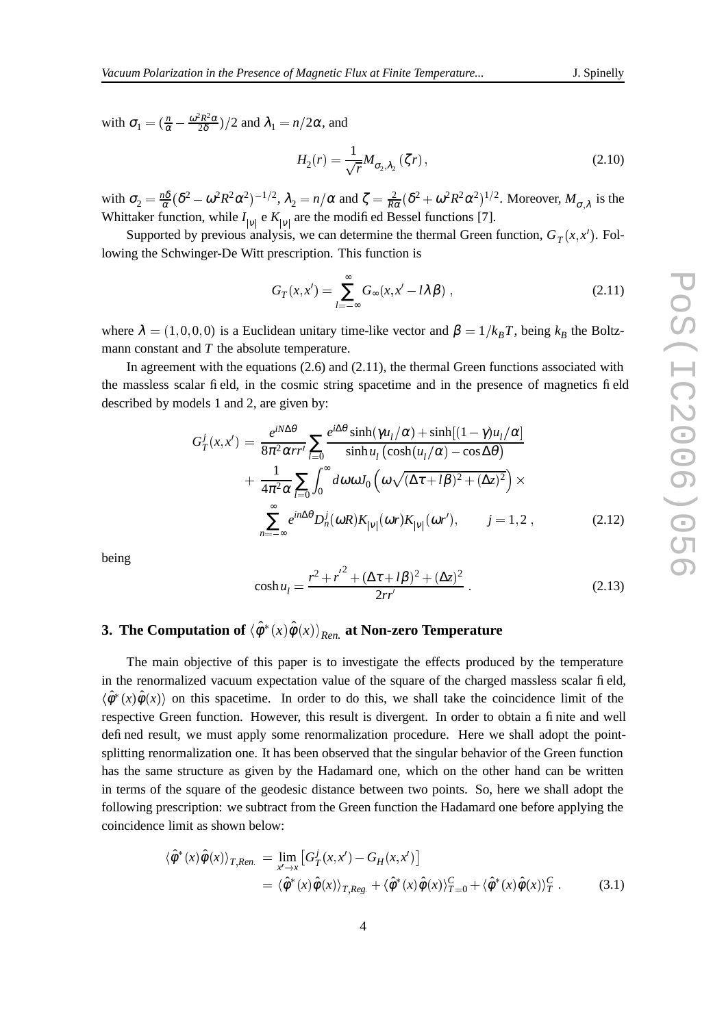with $\sigma_1 = (\frac{n}{\alpha} - \frac{\omega^2 R^2 \alpha}{2\delta})/2$ and $\lambda_1 = n/2\alpha$, and

$$
H_2(r) = \frac{1}{\sqrt{r}} M_{\sigma_2,\lambda_2}(\zeta r) , \tag{2.10}
$$

with $\sigma_2 = \frac{n\delta}{\alpha}(\delta^2 - \omega^2 R^2 \alpha^2)^{-1/2}$, $\lambda_2 = n/\alpha$ and $\zeta = \frac{2}{R\alpha}(\delta^2 + \omega^2 R^2 \alpha^2)^{1/2}$. Moreover, $M_{\sigma,\lambda}$ is the Whittaker function, while $I_{|\nu|}$ e $K_{|\nu|}$ are the modified Bessel functions [7].

Supported by previous analysis, we can determine the thermal Green function, $G_T(x,x')$. Following the Schwinger-De Witt prescription. This function is

$$
G_T(x,x') = \sum_{l=-\infty}^{\infty} G_\infty(x, x' - l\lambda\beta) , \tag{2.11}
$$

where $\lambda = (1,0,0,0)$ is a Euclidean unitary time-like vector and $\beta = 1/k_B T$, being $k_B$ the Boltzmann constant and $T$ the absolute temperature.

In agreement with the equations (2.6) and (2.11), the thermal Green functions associated with the massless scalar field, in the cosmic string spacetime and in the presence of magnetics field described by models 1 and 2, are given by:

$$
\begin{aligned}
G_T^j(x,x') = & \frac{e^{iN\Delta\theta}}{8\pi^2 \alpha r r'} \sum_{l=0} \frac{e^{i\Delta\theta}\sinh(\gamma u_l/\alpha) + \sinh[(1-\gamma)u_l/\alpha]}{\sinh u_l \left(\cosh(u_l/\alpha) - \cos\Delta\theta\right)} \\
& + \frac{1}{4\pi^2 \alpha} \sum_{l=0} \int_0^\infty d\omega \omega J_0\left(\omega\sqrt{(\Delta\tau + l\beta)^2 + (\Delta z)^2}\right) \times \\
& \sum_{n=-\infty}^{\infty} e^{in\Delta\theta} D_n^j(\omega R) K_{|\nu|}(\omega r) K_{|\nu|}(\omega r'), \qquad j = 1,2 ,
\end{aligned} \tag{2.12}
$$

being

$$
\cosh u_l = \frac{r^2 + r'^2 + (\Delta\tau + l\beta)^2 + (\Delta z)^2}{2rr'} . \tag{2.13}
$$

## 3. The Computation of $\langle \hat{\varphi}^*(x)\hat{\varphi}(x)\rangle_{Ren.}$ at Non-zero Temperature

The main objective of this paper is to investigate the effects produced by the temperature in the renormalized vacuum expectation value of the square of the charged massless scalar field, $\langle \hat{\varphi}^*(x)\hat{\varphi}(x)\rangle$ on this spacetime. In order to do this, we shall take the coincidence limit of the respective Green function. However, this result is divergent. In order to obtain a finite and well defined result, we must apply some renormalization procedure. Here we shall adopt the point-splitting renormalization one. It has been observed that the singular behavior of the Green function has the same structure as given by the Hadamard one, which on the other hand can be written in terms of the square of the geodesic distance between two points. So, here we shall adopt the following prescription: we subtract from the Green function the Hadamard one before applying the coincidence limit as shown below:

$$
\begin{aligned}
\langle \hat{\varphi}^*(x)\hat{\varphi}(x)\rangle_{T,Ren.} &= \lim_{x'\to x}\left[G_T^j(x,x') - G_H(x,x')\right] \\
&= \langle \hat{\varphi}^*(x)\hat{\varphi}(x)\rangle_{T,Reg.} + \langle \hat{\varphi}^*(x)\hat{\varphi}(x)\rangle_{T=0}^C + \langle \hat{\varphi}^*(x)\hat{\varphi}(x)\rangle_T^C .
\end{aligned} \tag{3.1}
$$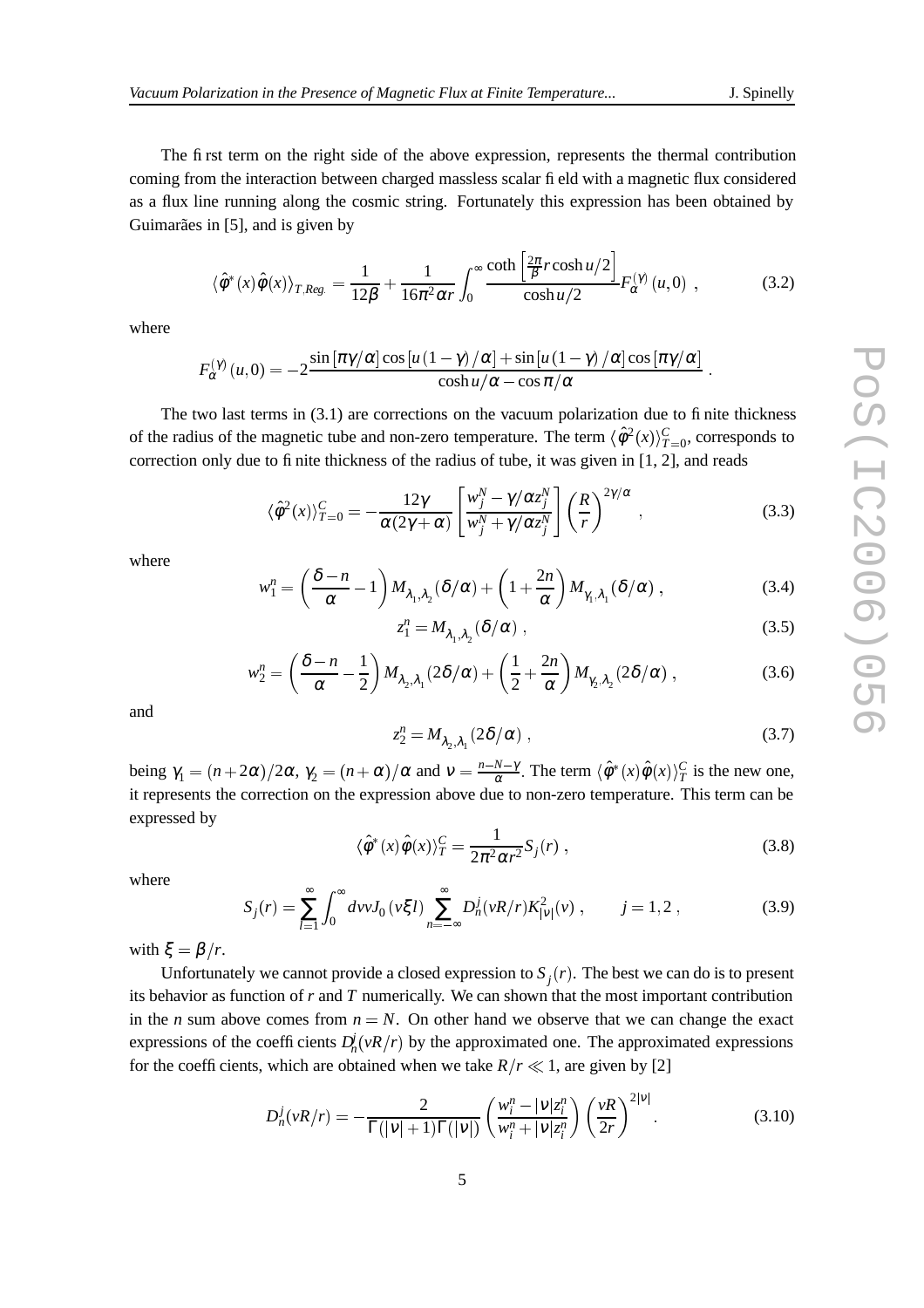The first term on the right side of the above expression, represents the thermal contribution coming from the interaction between charged massless scalar field with a magnetic flux considered as a flux line running along the cosmic string. Fortunately this expression has been obtained by Guimarães in [5], and is given by

$$\langle\hat{\varphi}^*(x)\hat{\varphi}(x)\rangle_{T,Reg.} = \frac{1}{12\beta} + \frac{1}{16\pi^2\alpha r}\int_0^\infty \frac{\coth\left[\frac{2\pi}{\beta}r\cosh u/2\right]}{\cosh u/2}F_\alpha^{(\gamma)}(u,0) \ , \tag{3.2}$$

where

$$F_\alpha^{(\gamma)}(u,0) = -2\frac{\sin\left[\pi\gamma/\alpha\right]\cos\left[u\left(1-\gamma\right)/\alpha\right]+\sin\left[u\left(1-\gamma\right)/\alpha\right]\cos\left[\pi\gamma/\alpha\right]}{\cosh u/\alpha-\cos\pi/\alpha} \ .$$

The two last terms in (3.1) are corrections on the vacuum polarization due to finite thickness of the radius of the magnetic tube and non-zero temperature. The term $\langle\hat{\varphi}^2(x)\rangle^C_{T=0}$, corresponds to correction only due to finite thickness of the radius of tube, it was given in [1, 2], and reads

$$\langle\hat{\varphi}^2(x)\rangle^C_{T=0} = -\frac{12\gamma}{\alpha(2\gamma+\alpha)}\left[\frac{w_j^N-\gamma/\alpha z_j^N}{w_j^N+\gamma/\alpha z_j^N}\right]\left(\frac{R}{r}\right)^{2\gamma/\alpha} \ , \tag{3.3}$$

where

$$w_1^n = \left(\frac{\delta-n}{\alpha}-1\right)M_{\lambda_1,\lambda_2}(\delta/\alpha)+\left(1+\frac{2n}{\alpha}\right)M_{\gamma_1,\lambda_1}(\delta/\alpha) \ , \tag{3.4}$$

$$z_1^n = M_{\lambda_1,\lambda_2}(\delta/\alpha) \ , \tag{3.5}$$

$$w_2^n = \left(\frac{\delta-n}{\alpha}-\frac{1}{2}\right)M_{\lambda_2,\lambda_1}(2\delta/\alpha)+\left(\frac{1}{2}+\frac{2n}{\alpha}\right)M_{\gamma_2,\lambda_2}(2\delta/\alpha) \ , \tag{3.6}$$

and

$$z_2^n = M_{\lambda_2,\lambda_1}(2\delta/\alpha) \ , \tag{3.7}$$

being $\gamma_1 = (n+2\alpha)/2\alpha$, $\gamma_2 = (n+\alpha)/\alpha$ and $\nu = \frac{n-N-\gamma}{\alpha}$. The term $\langle\hat{\varphi}^*(x)\hat{\varphi}(x)\rangle^C_T$ is the new one, it represents the correction on the expression above due to non-zero temperature. This term can be expressed by

$$\langle\hat{\varphi}^*(x)\hat{\varphi}(x)\rangle^C_T = \frac{1}{2\pi^2\alpha r^2}S_j(r) \ , \tag{3.8}$$

where

$$S_j(r) = \sum_{l=1}^\infty\int_0^\infty dv v J_0(v\xi l)\sum_{n=-\infty}^\infty D_n^j(vR/r)K^2_{|\nu|}(v) \ , \qquad j=1,2 \ , \tag{3.9}$$

with $\xi = \beta/r$.

Unfortunately we cannot provide a closed expression to $S_j(r)$. The best we can do is to present its behavior as function of $r$ and $T$ numerically. We can shown that the most important contribution in the $n$ sum above comes from $n=N$. On other hand we observe that we can change the exact expressions of the coefficients $D_n^j(vR/r)$ by the approximated one. The approximated expressions for the coefficients, which are obtained when we take $R/r \ll 1$, are given by [2]

$$D_n^j(vR/r) = -\frac{2}{\Gamma(|\nu|+1)\Gamma(|\nu|)}\left(\frac{w_i^n-|\nu|z_i^n}{w_i^n+|\nu|z_i^n}\right)\left(\frac{vR}{2r}\right)^{2|\nu|} \ . \tag{3.10}$$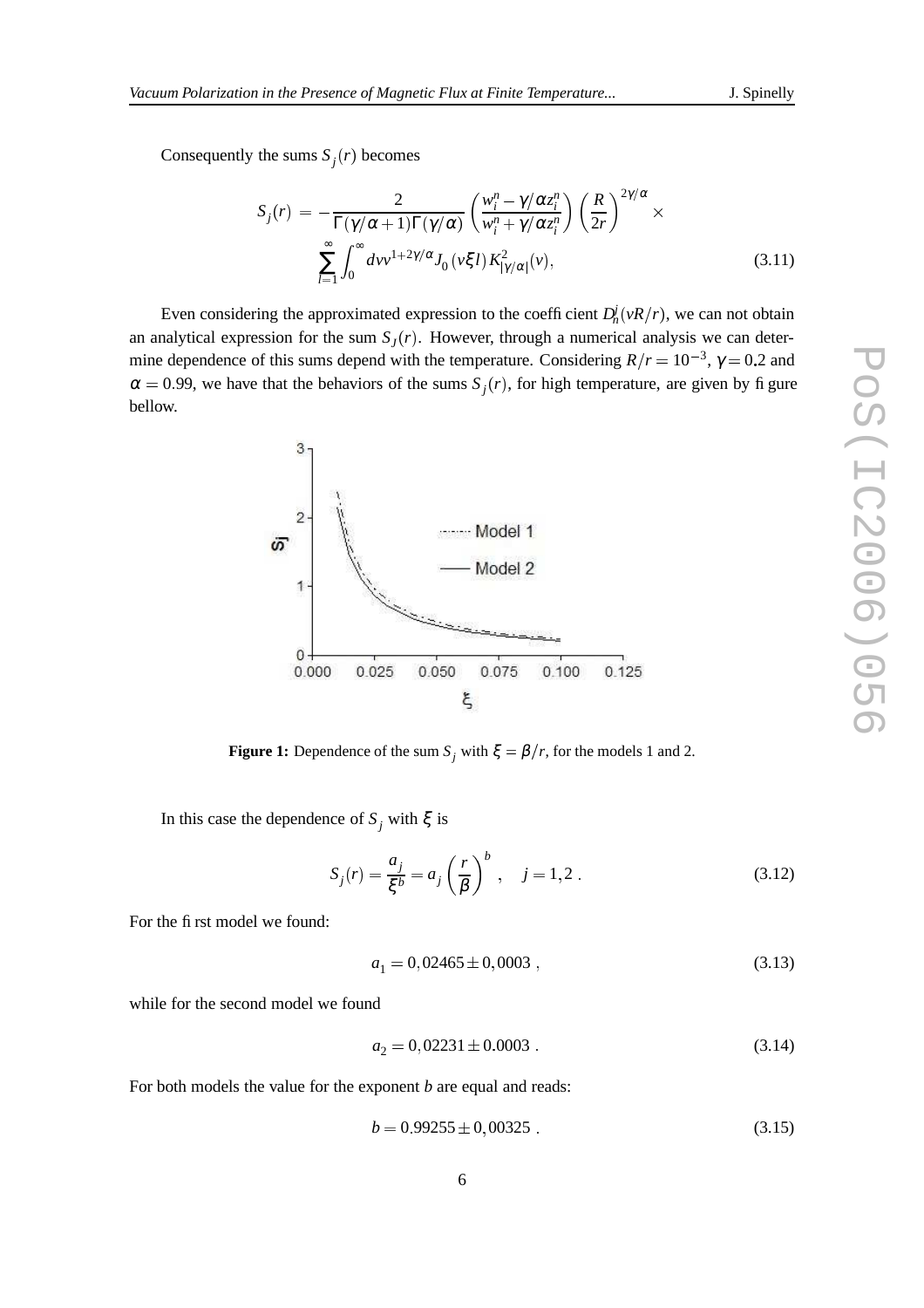Consequently the sums $S_j(r)$ becomes

$$S_j(r) = -\frac{2}{\Gamma(\gamma/\alpha+1)\Gamma(\gamma/\alpha)}\left(\frac{w_i^n - \gamma/\alpha z_i^n}{w_i^n + \gamma/\alpha z_i^n}\right)\left(\frac{R}{2r}\right)^{2\gamma/\alpha} \times \sum_{l=1}^{\infty}\int_0^{\infty} dv v^{1+2\gamma/\alpha} J_0(v\xi l) K^2_{|\gamma/\alpha|}(v), \tag{3.11}$$

Even considering the approximated expression to the coefficient $D_n^j(vR/r)$, we can not obtain an analytical expression for the sum $S_J(r)$. However, through a numerical analysis we can determine dependence of this sums depend with the temperature. Considering $R/r = 10^{-3}$, $\gamma = 0.2$ and $\alpha = 0.99$, we have that the behaviors of the sums $S_j(r)$, for high temperature, are given by figure bellow.

**Figure 1:** Dependence of the sum $S_j$ with $\xi = \beta/r$, for the models 1 and 2.

In this case the dependence of $S_j$ with $\xi$ is

$$S_j(r) = \frac{a_j}{\xi^b} = a_j\left(\frac{r}{\beta}\right)^b, \quad j = 1,2\ . \tag{3.12}$$

For the first model we found:

$$a_1 = 0,02465 \pm 0,0003\ , \tag{3.13}$$

while for the second model we found

$$a_2 = 0,02231 \pm 0.0003\ . \tag{3.14}$$

For both models the value for the exponent $b$ are equal and reads:

$$b = 0.99255 \pm 0,00325\ . \tag{3.15}$$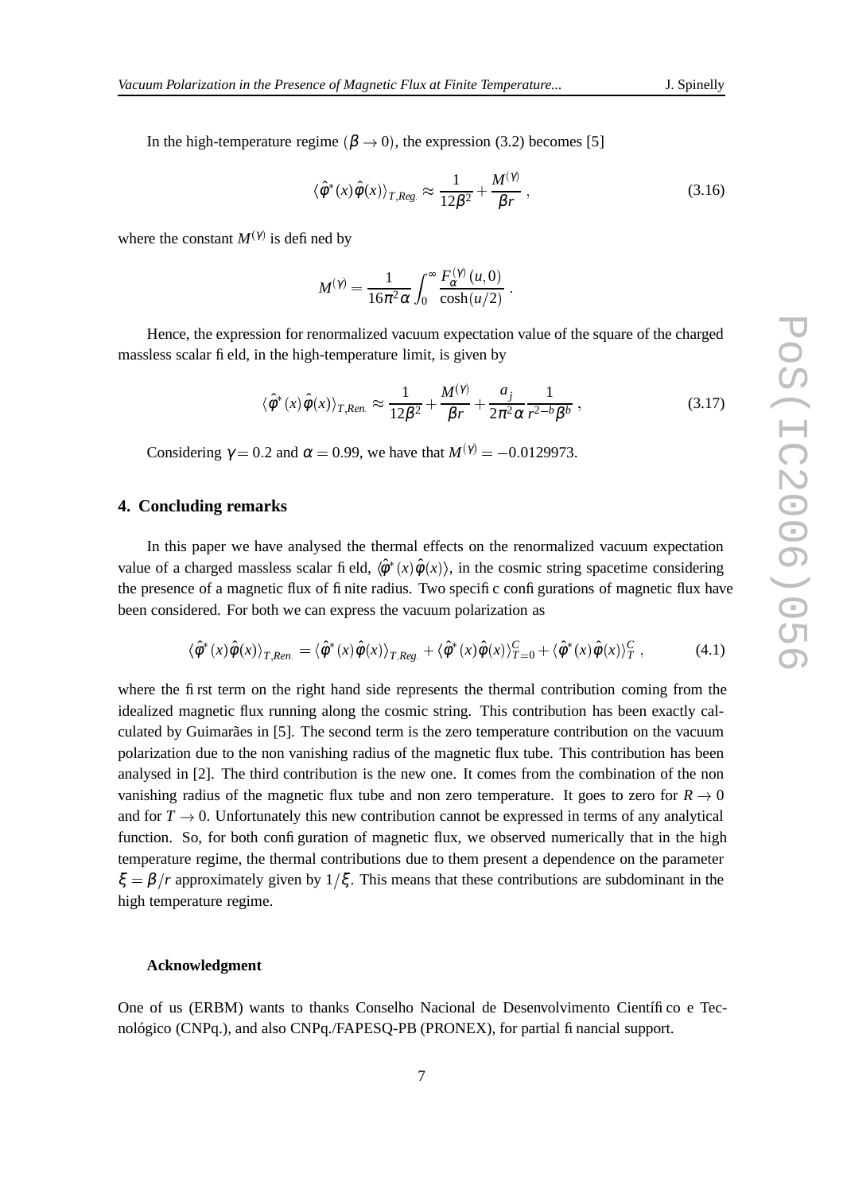In the high-temperature regime ($\beta \to 0$), the expression (3.2) becomes [5]

$$\langle \hat{\varphi}^*(x)\hat{\varphi}(x)\rangle_{T,Reg.} \approx \frac{1}{12\beta^2} + \frac{M^{(\gamma)}}{\beta r} , \tag{3.16}$$

where the constant $M^{(\gamma)}$ is defined by

$$M^{(\gamma)} = \frac{1}{16\pi^2\alpha}\int_0^\infty \frac{F_\alpha^{(\gamma)}(u,0)}{\cosh(u/2)} .$$

Hence, the expression for renormalized vacuum expectation value of the square of the charged massless scalar field, in the high-temperature limit, is given by

$$\langle \hat{\varphi}^*(x)\hat{\varphi}(x)\rangle_{T,Ren.} \approx \frac{1}{12\beta^2} + \frac{M^{(\gamma)}}{\beta r} + \frac{a_j}{2\pi^2\alpha}\frac{1}{r^{2-b}\beta^b} , \tag{3.17}$$

Considering $\gamma = 0.2$ and $\alpha = 0.99$, we have that $M^{(\gamma)} = -0.0129973$.

## 4. Concluding remarks

In this paper we have analysed the thermal effects on the renormalized vacuum expectation value of a charged massless scalar field, $\langle\hat{\varphi}^*(x)\hat{\varphi}(x)\rangle$, in the cosmic string spacetime considering the presence of a magnetic flux of finite radius. Two specific configurations of magnetic flux have been considered. For both we can express the vacuum polarization as

$$\langle \hat{\varphi}^*(x)\hat{\varphi}(x)\rangle_{T,Ren.} = \langle \hat{\varphi}^*(x)\hat{\varphi}(x)\rangle_{T,Reg.} + \langle \hat{\varphi}^*(x)\hat{\varphi}(x)\rangle^C_{T=0} + \langle \hat{\varphi}^*(x)\hat{\varphi}(x)\rangle^C_T , \tag{4.1}$$

where the first term on the right hand side represents the thermal contribution coming from the idealized magnetic flux running along the cosmic string. This contribution has been exactly calculated by Guimarães in [5]. The second term is the zero temperature contribution on the vacuum polarization due to the non vanishing radius of the magnetic flux tube. This contribution has been analysed in [2]. The third contribution is the new one. It comes from the combination of the non vanishing radius of the magnetic flux tube and non zero temperature. It goes to zero for $R \to 0$ and for $T \to 0$. Unfortunately this new contribution cannot be expressed in terms of any analytical function. So, for both configuration of magnetic flux, we observed numerically that in the high temperature regime, the thermal contributions due to them present a dependence on the parameter $\xi = \beta/r$ approximately given by $1/\xi$. This means that these contributions are subdominant in the high temperature regime.

**Acknowledgment**

One of us (ERBM) wants to thanks Conselho Nacional de Desenvolvimento Científico e Tecnológico (CNPq.), and also CNPq./FAPESQ-PB (PRONEX), for partial financial support.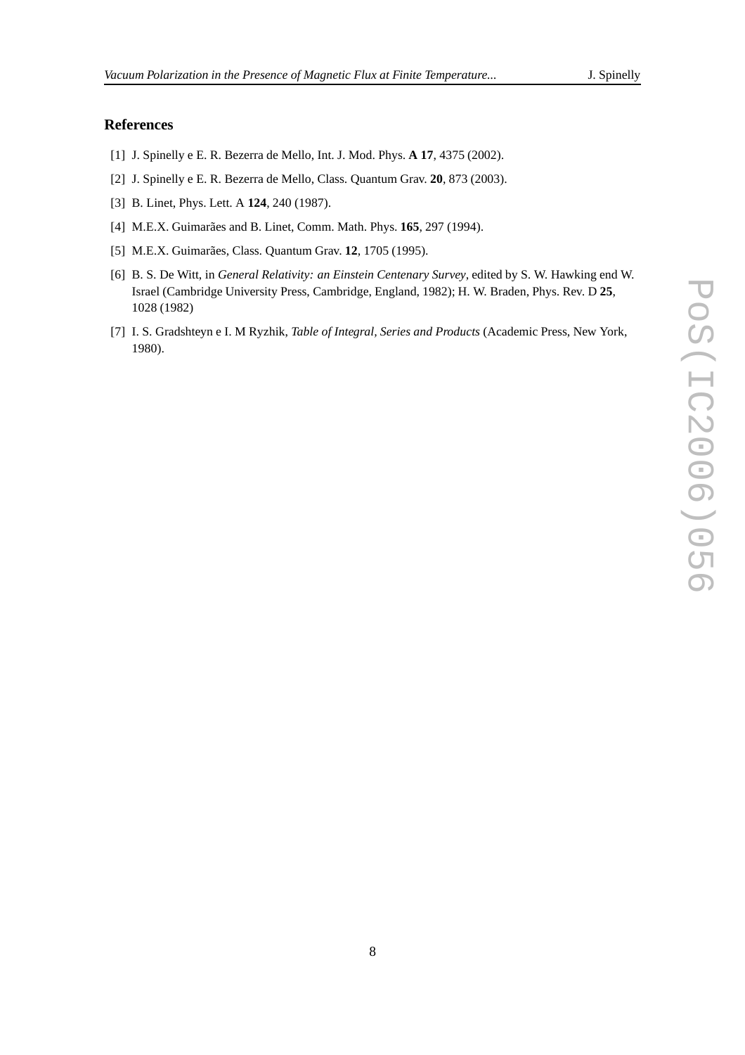## References

[1] J. Spinelly e E. R. Bezerra de Mello, Int. J. Mod. Phys. **A 17**, 4375 (2002).

[2] J. Spinelly e E. R. Bezerra de Mello, Class. Quantum Grav. **20**, 873 (2003).

[3] B. Linet, Phys. Lett. A **124**, 240 (1987).

[4] M.E.X. Guimarães and B. Linet, Comm. Math. Phys. **165**, 297 (1994).

[5] M.E.X. Guimarães, Class. Quantum Grav. **12**, 1705 (1995).

[6] B. S. De Witt, in *General Relativity: an Einstein Centenary Survey*, edited by S. W. Hawking end W. Israel (Cambridge University Press, Cambridge, England, 1982); H. W. Braden, Phys. Rev. D **25**, 1028 (1982)

[7] I. S. Gradshteyn e I. M Ryzhik, *Table of Integral, Series and Products* (Academic Press, New York, 1980).